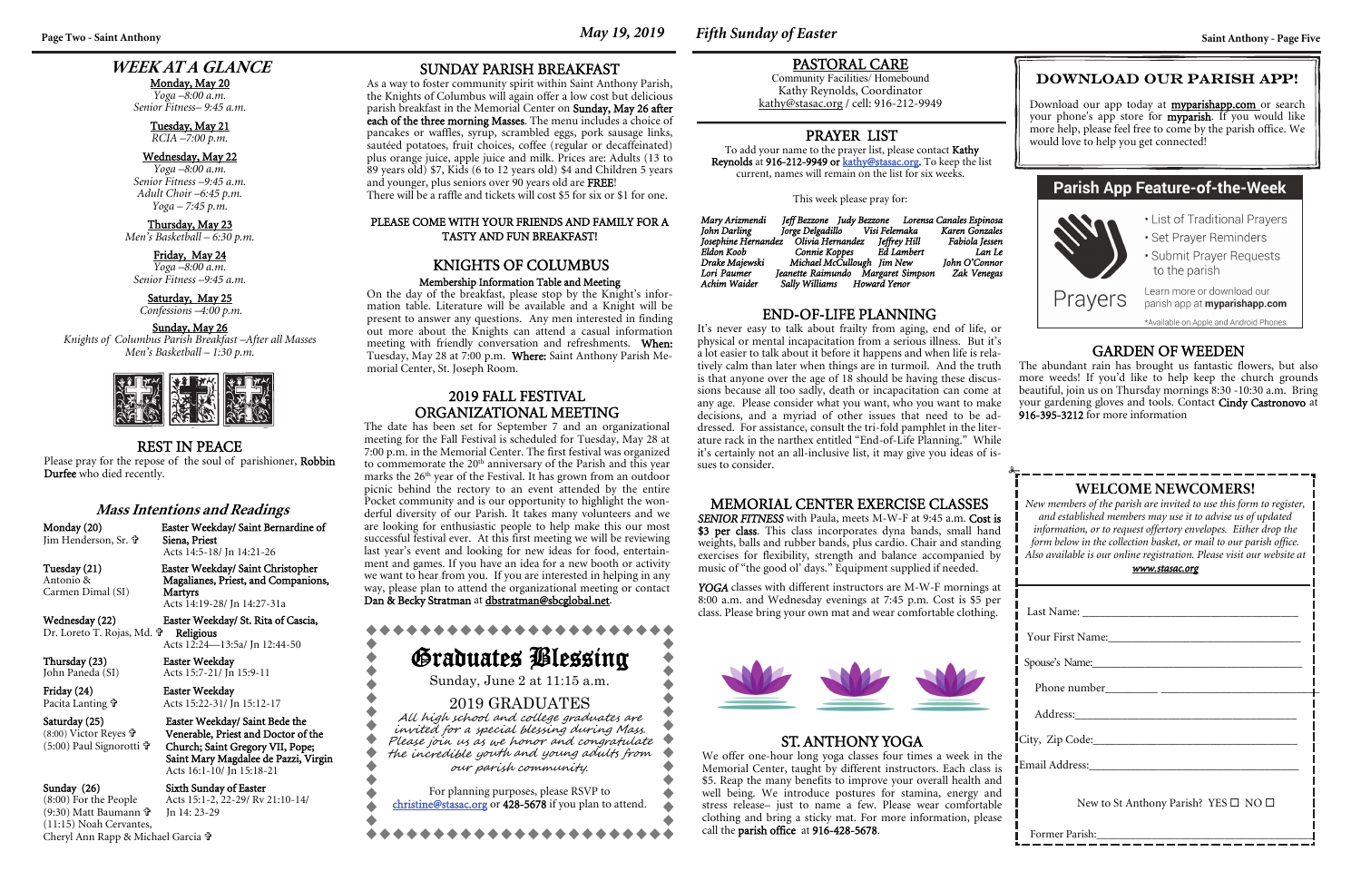# WEEK AT A GLANCE

**Monday, May 20**
*Yoga –8:00 a.m.*
*Senior Fitness– 9:45 a.m.*

**Tuesday, May 21**
*RCIA –7:00 p.m.*

**Wednesday, May 22**
*Yoga –8:00 a.m.*
*Senior Fitness –9:45 a.m.*
*Adult Choir –6:45 p.m.*
*Yoga – 7:45 p.m.*

**Thursday, May 23**
*Men's Basketball – 6:30 p.m.*

**Friday, May 24**
*Yoga –8:00 a.m.*
*Senior Fitness –9:45 a.m.*

**Saturday, May 25**
*Confessions –4:00 p.m.*

**Sunday, May 26**
*Knights of Columbus Parish Breakfast –After all Masses*
*Men's Basketball – 1:30 p.m.*

## REST IN PEACE

Please pray for the repose of the soul of parishioner, **Robbin Durfee** who died recently.

## *Mass Intentions and Readings*

**Monday (20)** Jim Henderson, Sr. ✞
**Easter Weekday/ Saint Bernardine of Siena, Priest**
Acts 14:5-18/ Jn 14:21-26

**Tuesday (21)** Antonio & Carmen Dimal (SI)
**Easter Weekday/ Saint Christopher Magalianes, Priest, and Companions, Martyrs**
Acts 14:19-28/ Jn 14:27-31a

**Wednesday (22)** Dr. Loreto T. Rojas, Md. ✞
**Easter Weekday/ St. Rita of Cascia, Religious**
Acts 12:24—13:5a/ Jn 12:44-50

**Thursday (23)** John Paneda (SI)
**Easter Weekday**
Acts 15:7-21/ Jn 15:9-11

**Friday (24)** Pacita Lanting ✞
**Easter Weekday**
Acts 15:22-31/ Jn 15:12-17

**Saturday (25)** (8:00) Victor Reyes ✞ (5:00) Paul Signorotti ✞
**Easter Weekday/ Saint Bede the Venerable, Priest and Doctor of the Church; Saint Gregory VII, Pope; Saint Mary Magdalee de Pazzi, Virgin**
Acts 16:1-10/ Jn 15:18-21

**Sunday (26)** (8:00) For the People (9:30) Matt Baumann ✞ (11:15) Noah Cervantes, Cheryl Ann Rapp & Michael Garcia ✞
**Sixth Sunday of Easter**
Acts 15:1-2, 22-29/ Rv 21:10-14/ Jn 14: 23-29

## SUNDAY PARISH BREAKFAST

As a way to foster community spirit within Saint Anthony Parish, the Knights of Columbus will again offer a low cost but delicious parish breakfast in the Memorial Center on **Sunday, May 26 after each of the three morning Masses**. The menu includes a choice of pancakes or waffles, syrup, scrambled eggs, pork sausage links, sautéed potatoes, fruit choices, coffee (regular or decaffeinated) plus orange juice, apple juice and milk. Prices are: Adults (13 to 89 years old) $7, Kids (6 to 12 years old) $4 and Children 5 years and younger, plus seniors over 90 years old are **FREE**!
There will be a raffle and tickets will cost $5 for six or $1 for one.

PLEASE COME WITH YOUR FRIENDS AND FAMILY FOR A TASTY AND FUN BREAKFAST!

## KNIGHTS OF COLUMBUS

**Membership Information Table and Meeting**

On the day of the breakfast, please stop by the Knight's information table. Literature will be available and a Knight will be present to answer any questions. Any men interested in finding out more about the Knights can attend a casual information meeting with friendly conversation and refreshments. **When:** Tuesday, May 28 at 7:00 p.m. **Where:** Saint Anthony Parish Memorial Center, St. Joseph Room.

## 2019 FALL FESTIVAL ORGANIZATIONAL MEETING

The date has been set for September 7 and an organizational meeting for the Fall Festival is scheduled for Tuesday, May 28 at 7:00 p.m. in the Memorial Center. The first festival was organized to commemorate the 20th anniversary of the Parish and this year marks the 26th year of the Festival. It has grown from an outdoor picnic behind the rectory to an event attended by the entire Pocket community and is our opportunity to highlight the wonderful diversity of our Parish. It takes many volunteers and we are looking for enthusiastic people to help make this our most successful festival ever. At this first meeting we will be reviewing last year's event and looking for new ideas for food, entertainment and games. If you have an idea for a new booth or activity we want to hear from you. If you are interested in helping in any way, please plan to attend the organizational meeting or contact **Dan & Becky Stratman** at dbstratman@sbcglobal.net.

## Graduates Blessing

Sunday, June 2 at 11:15 a.m.

2019 GRADUATES

*All high school and college graduates are invited for a special blessing during Mass. Please join us as we honor and congratulate the incredible youth and young adults from our parish community.*

For planning purposes, please RSVP to christine@stasac.org or **428-5678** if you plan to attend.

## PASTORAL CARE

Community Facilities/ Homebound
Kathy Reynolds, Coordinator
kathy@stasac.org / cell: 916-212-9949

## PRAYER LIST

To add your name to the prayer list, please contact **Kathy Reynolds** at **916-212-9949 or** kathy@stasac.org. To keep the list current, names will remain on the list for six weeks.

This week please pray for:

*Mary Arizmendi, Jeff Bezzone, Judy Bezzone, Lorensa Canales Espinosa, John Darling, Jorge Delgadillo, Visi Felemaka, Karen Gonzales, Josephine Hernandez, Olivia Hernandez, Jeffrey Hill, Fabiola Jessen, Eldon Koob, Connie Koppes, Ed Lambert, Lan Le, Drake Majewski, Michael McCullough, Jim New, John O'Connor, Lori Paumer, Jeanette Raimundo, Margaret Simpson, Zak Venegas, Achim Waider, Sally Williams, Howard Yenor*

## END-OF-LIFE PLANNING

It's never easy to talk about frailty from aging, end of life, or physical or mental incapacitation from a serious illness. But it's a lot easier to talk about it before it happens and when life is relatively calm than later when things are in turmoil. And the truth is that anyone over the age of 18 should be having these discussions because all too sadly, death or incapacitation can come at any age. Please consider what you want, who you want to make decisions, and a myriad of other issues that need to be addressed. For assistance, consult the tri-fold pamphlet in the literature rack in the narthex entitled "End-of-Life Planning." While it's certainly not an all-inclusive list, it may give you ideas of issues to consider.

## MEMORIAL CENTER EXERCISE CLASSES

***SENIOR FITNESS*** with Paula, meets M-W-F at 9:45 a.m. **Cost is $3 per class**. This class incorporates dyna bands, small hand weights, balls and rubber bands, plus cardio. Chair and standing exercises for flexibility, strength and balance accompanied by music of "the good ol' days." Equipment supplied if needed.

***YOGA*** classes with different instructors are M-W-F mornings at 8:00 a.m. and Wednesday evenings at 7:45 p.m. Cost is $5 per class. Please bring your own mat and wear comfortable clothing.

## ST. ANTHONY YOGA

We offer one-hour long yoga classes four times a week in the Memorial Center, taught by different instructors. Each class is $5. Reap the many benefits to improve your overall health and well being. We introduce postures for stamina, energy and stress release– just to name a few. Please wear comfortable clothing and bring a sticky mat. For more information, please call the **parish office** at **916-428-5678**.

## DOWNLOAD OUR PARISH APP!

Download our app today at **myparishapp.com** or search your phone's app store for **myparish**. If you would like more help, please feel free to come by the parish office. We would love to help you get connected!

### Parish App Feature-of-the-Week

Prayers

- List of Traditional Prayers
- Set Prayer Reminders
- Submit Prayer Requests to the parish

Learn more or download our parish app at **myparishapp.com**

*Available on Apple and Android Phones.

## GARDEN OF WEEDEN

The abundant rain has brought us fantastic flowers, but also more weeds! If you'd like to help keep the church grounds beautiful, join us on Thursday mornings 8:30 -10:30 a.m. Bring your gardening gloves and tools. Contact **Cindy Castronovo** at **916-395-3212** for more information

## WELCOME NEWCOMERS!

*New members of the parish are invited to use this form to register, and established members may use it to advise us of updated information, or to request offertory envelopes. Either drop the form below in the collection basket, or mail to our parish office. Also available is our online registration. Please visit our website at **www.stasac.org***

Last Name: ____________________

Your First Name: ____________________

Spouse's Name: ____________________

Phone number________ ____________________

Address: ____________________

City, Zip Code: ____________________

Email Address: ____________________

New to St Anthony Parish? YES ☐ NO ☐

Former Parish: ____________________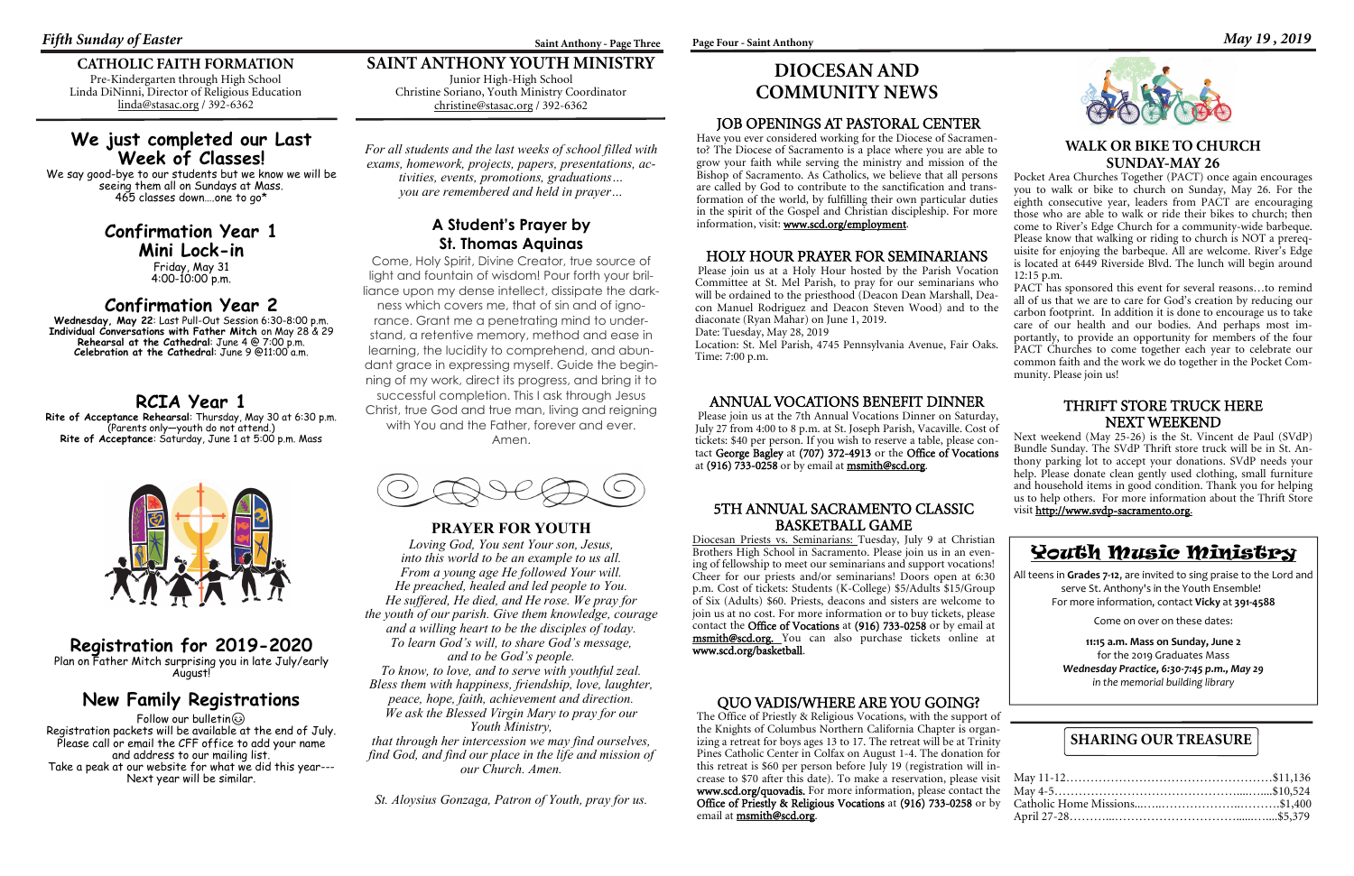## CATHOLIC FAITH FORMATION

Pre-Kindergarten through High School
Linda DiNinni, Director of Religious Education
linda@stasac.org / 392-6362

# We just completed our Last Week of Classes!

We say good-bye to our students but we know we will be seeing them all on Sundays at Mass.
465 classes down….one to go*

## Confirmation Year 1 Mini Lock-in

Friday, May 31
4:00-10:00 p.m.

## Confirmation Year 2

**Wednesday, May 22**: Last Pull-Out Session 6:30-8:00 p.m.
**Individual Conversations with Father Mitch** on May 28 & 29
**Rehearsal at the Cathedral**: June 4 @ 7:00 p.m.
**Celebration at the Cathedral**: June 9 @11:00 a.m.

## RCIA Year 1

**Rite of Acceptance Rehearsal**: Thursday, May 30 at 6:30 p.m. (Parents only—youth do not attend.)
**Rite of Acceptance**: Saturday, June 1 at 5:00 p.m. Mass

# Registration for 2019-2020

Plan on Father Mitch surprising you in late July/early August!

# New Family Registrations

Follow our bulletin☺
Registration packets will be available at the end of July. Please call or email the CFF office to add your name and address to our mailing list.
Take a peak at our website for what we did this year---Next year will be similar.

## SAINT ANTHONY YOUTH MINISTRY

Junior High-High School
Christine Soriano, Youth Ministry Coordinator
christine@stasac.org / 392-6362

*For all students and the last weeks of school filled with exams, homework, projects, papers, presentations, activities, events, promotions, graduations… you are remembered and held in prayer…*

## A Student's Prayer by St. Thomas Aquinas

Come, Holy Spirit, Divine Creator, true source of light and fountain of wisdom! Pour forth your brilliance upon my dense intellect, dissipate the darkness which covers me, that of sin and of ignorance. Grant me a penetrating mind to understand, a retentive memory, method and ease in learning, the lucidity to comprehend, and abundant grace in expressing myself. Guide the beginning of my work, direct its progress, and bring it to successful completion. This I ask through Jesus Christ, true God and true man, living and reigning with You and the Father, forever and ever. Amen.

## PRAYER FOR YOUTH

*Loving God, You sent Your son, Jesus,*
*into this world to be an example to us all.*
*From a young age He followed Your will.*
*He preached, healed and led people to You.*
*He suffered, He died, and He rose. We pray for the youth of our parish. Give them knowledge, courage and a willing heart to be the disciples of today.*
*To learn God's will, to share God's message, and to be God's people.*
*To know, to love, and to serve with youthful zeal.*
*Bless them with happiness, friendship, love, laughter, peace, hope, faith, achievement and direction.*
*We ask the Blessed Virgin Mary to pray for our Youth Ministry,*
*that through her intercession we may find ourselves, find God, and find our place in the life and mission of our Church. Amen.*

*St. Aloysius Gonzaga, Patron of Youth, pray for us.*

# DIOCESAN AND COMMUNITY NEWS

## JOB OPENINGS AT PASTORAL CENTER

Have you ever considered working for the Diocese of Sacramento? The Diocese of Sacramento is a place where you are able to grow your faith while serving the ministry and mission of the Bishop of Sacramento. As Catholics, we believe that all persons are called by God to contribute to the sanctification and transformation of the world, by fulfilling their own particular duties in the spirit of the Gospel and Christian discipleship. For more information, visit: **www.scd.org/employment**.

## HOLY HOUR PRAYER FOR SEMINARIANS

Please join us at a Holy Hour hosted by the Parish Vocation Committee at St. Mel Parish, to pray for our seminarians who will be ordained to the priesthood (Deacon Dean Marshall, Deacon Manuel Rodriguez and Deacon Steven Wood) and to the diaconate (Ryan Mahar) on June 1, 2019.
Date: Tuesday, May 28, 2019
Location: St. Mel Parish, 4745 Pennsylvania Avenue, Fair Oaks.
Time: 7:00 p.m.

## ANNUAL VOCATIONS BENEFIT DINNER

Please join us at the 7th Annual Vocations Dinner on Saturday, July 27 from 4:00 to 8 p.m. at St. Joseph Parish, Vacaville. Cost of tickets: $40 per person. If you wish to reserve a table, please contact **George Bagley** at **(707) 372-4913** or the **Office of Vocations** at **(916) 733-0258** or by email at **msmith@scd.org**.

## 5TH ANNUAL SACRAMENTO CLASSIC BASKETBALL GAME

Diocesan Priests vs. Seminarians: Tuesday, July 9 at Christian Brothers High School in Sacramento. Please join us in an evening of fellowship to meet our seminarians and support vocations! Cheer for our priests and/or seminarians! Doors open at 6:30 p.m. Cost of tickets: Students (K-College) $5/Adults $15/Group of Six (Adults) $60. Priests, deacons and sisters are welcome to join us at no cost. For more information or to buy tickets, please contact the **Office of Vocations** at **(916) 733-0258** or by email at **msmith@scd.org.** You can also purchase tickets online at **www.scd.org/basketball**.

## QUO VADIS/WHERE ARE YOU GOING?

The Office of Priestly & Religious Vocations, with the support of the Knights of Columbus Northern California Chapter is organizing a retreat for boys ages 13 to 17. The retreat will be at Trinity Pines Catholic Center in Colfax on August 1-4. The donation for this retreat is $60 per person before July 19 (registration will increase to $70 after this date). To make a reservation, please visit **www.scd.org/quovadis.** For more information, please contact the **Office of Priestly & Religious Vocations** at **(916) 733-0258** or by email at **msmith@scd.org**.

## WALK OR BIKE TO CHURCH SUNDAY-MAY 26

Pocket Area Churches Together (PACT) once again encourages you to walk or bike to church on Sunday, May 26. For the eighth consecutive year, leaders from PACT are encouraging those who are able to walk or ride their bikes to church; then come to River's Edge Church for a community-wide barbeque. Please know that walking or riding to church is NOT a prerequisite for enjoying the barbeque. All are welcome. River's Edge is located at 6449 Riverside Blvd. The lunch will begin around 12:15 p.m.

PACT has sponsored this event for several reasons…to remind all of us that we are to care for God's creation by reducing our carbon footprint. In addition it is done to encourage us to take care of our health and our bodies. And perhaps most importantly, to provide an opportunity for members of the four PACT Churches to come together each year to celebrate our common faith and the work we do together in the Pocket Community. Please join us!

## THRIFT STORE TRUCK HERE NEXT WEEKEND

Next weekend (May 25-26) is the St. Vincent de Paul (SVdP) Bundle Sunday. The SVdP Thrift store truck will be in St. Anthony parking lot to accept your donations. SVdP needs your help. Please donate clean gently used clothing, small furniture and household items in good condition. Thank you for helping us to help others. For more information about the Thrift Store visit **http://www.svdp-sacramento.org**.

## Youth Music Ministry

All teens in **Grades 7-12**, are invited to sing praise to the Lord and serve St. Anthony's in the Youth Ensemble!
For more information, contact **Vicky** at **391-4588**

Come on over on these dates:

**11:15 a.m. Mass on Sunday, June 2**
for the 2019 Graduates Mass
***Wednesday Practice, 6:30-7:45 p.m., May 29***
*in the memorial building library*

## SHARING OUR TREASURE

| | |
|---|---|
| May 11-12 | $11,136 |
| May 4-5 | $10,524 |
| Catholic Home Missions | $1,400 |
| April 27-28 | $5,379 |